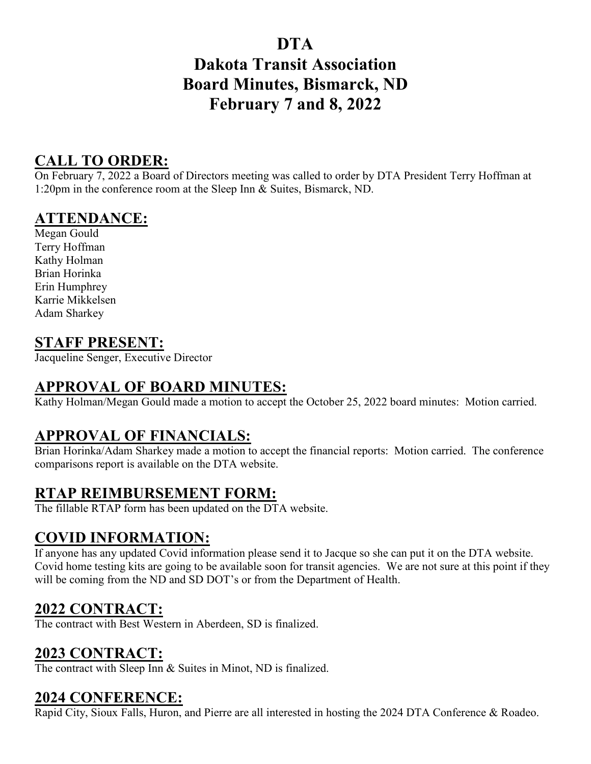# DTA
# Dakota Transit Association
# Board Minutes, Bismarck, ND
# February 7 and 8, 2022

## CALL TO ORDER:

On February 7, 2022 a Board of Directors meeting was called to order by DTA President Terry Hoffman at 1:20pm in the conference room at the Sleep Inn & Suites, Bismarck, ND.

## ATTENDANCE:

Megan Gould
Terry Hoffman
Kathy Holman
Brian Horinka
Erin Humphrey
Karrie Mikkelsen
Adam Sharkey

## STAFF PRESENT:

Jacqueline Senger, Executive Director

## APPROVAL OF BOARD MINUTES:

Kathy Holman/Megan Gould made a motion to accept the October 25, 2022 board minutes: Motion carried.

## APPROVAL OF FINANCIALS:

Brian Horinka/Adam Sharkey made a motion to accept the financial reports: Motion carried. The conference comparisons report is available on the DTA website.

## RTAP REIMBURSEMENT FORM:

The fillable RTAP form has been updated on the DTA website.

## COVID INFORMATION:

If anyone has any updated Covid information please send it to Jacque so she can put it on the DTA website. Covid home testing kits are going to be available soon for transit agencies. We are not sure at this point if they will be coming from the ND and SD DOT's or from the Department of Health.

## 2022 CONTRACT:

The contract with Best Western in Aberdeen, SD is finalized.

## 2023 CONTRACT:

The contract with Sleep Inn & Suites in Minot, ND is finalized.

## 2024 CONFERENCE:

Rapid City, Sioux Falls, Huron, and Pierre are all interested in hosting the 2024 DTA Conference & Roadeo.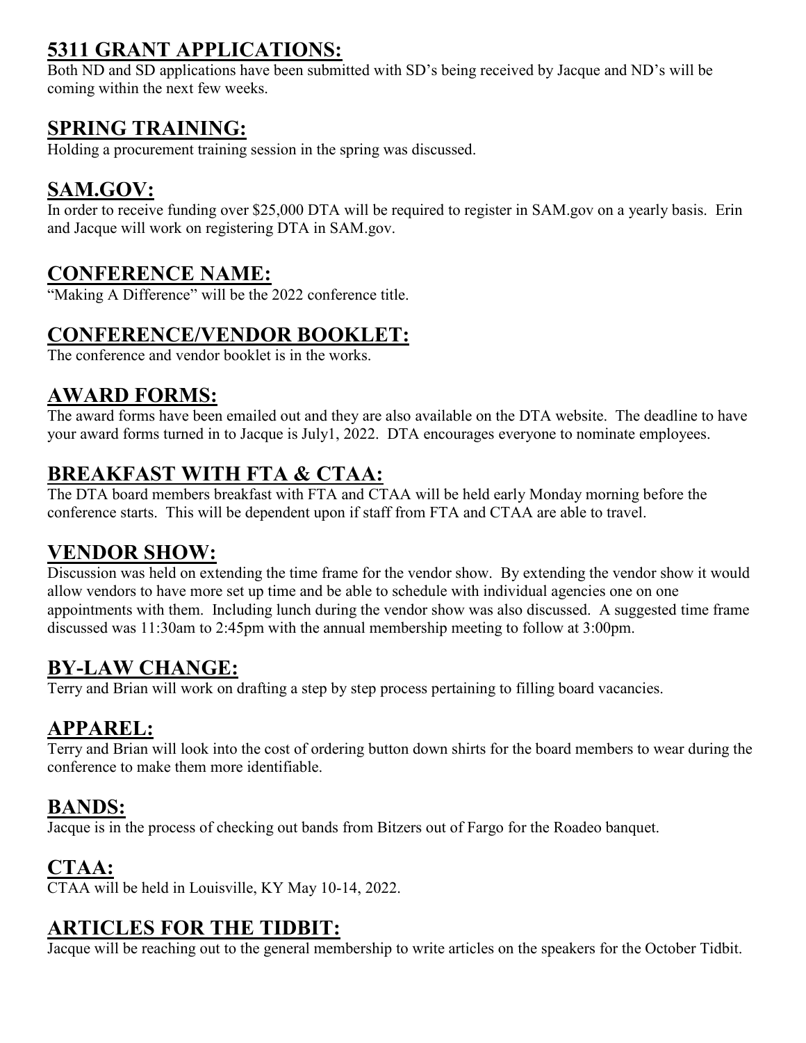## 5311 GRANT APPLICATIONS:

Both ND and SD applications have been submitted with SD's being received by Jacque and ND's will be coming within the next few weeks.

## SPRING TRAINING:

Holding a procurement training session in the spring was discussed.

## SAM.GOV:

In order to receive funding over $25,000 DTA will be required to register in SAM.gov on a yearly basis. Erin and Jacque will work on registering DTA in SAM.gov.

## CONFERENCE NAME:

"Making A Difference" will be the 2022 conference title.

## CONFERENCE/VENDOR BOOKLET:

The conference and vendor booklet is in the works.

## AWARD FORMS:

The award forms have been emailed out and they are also available on the DTA website. The deadline to have your award forms turned in to Jacque is July1, 2022. DTA encourages everyone to nominate employees.

## BREAKFAST WITH FTA & CTAA:

The DTA board members breakfast with FTA and CTAA will be held early Monday morning before the conference starts. This will be dependent upon if staff from FTA and CTAA are able to travel.

## VENDOR SHOW:

Discussion was held on extending the time frame for the vendor show. By extending the vendor show it would allow vendors to have more set up time and be able to schedule with individual agencies one on one appointments with them. Including lunch during the vendor show was also discussed. A suggested time frame discussed was 11:30am to 2:45pm with the annual membership meeting to follow at 3:00pm.

## BY-LAW CHANGE:

Terry and Brian will work on drafting a step by step process pertaining to filling board vacancies.

## APPAREL:

Terry and Brian will look into the cost of ordering button down shirts for the board members to wear during the conference to make them more identifiable.

## BANDS:

Jacque is in the process of checking out bands from Bitzers out of Fargo for the Roadeo banquet.

## CTAA:

CTAA will be held in Louisville, KY May 10-14, 2022.

## ARTICLES FOR THE TIDBIT:

Jacque will be reaching out to the general membership to write articles on the speakers for the October Tidbit.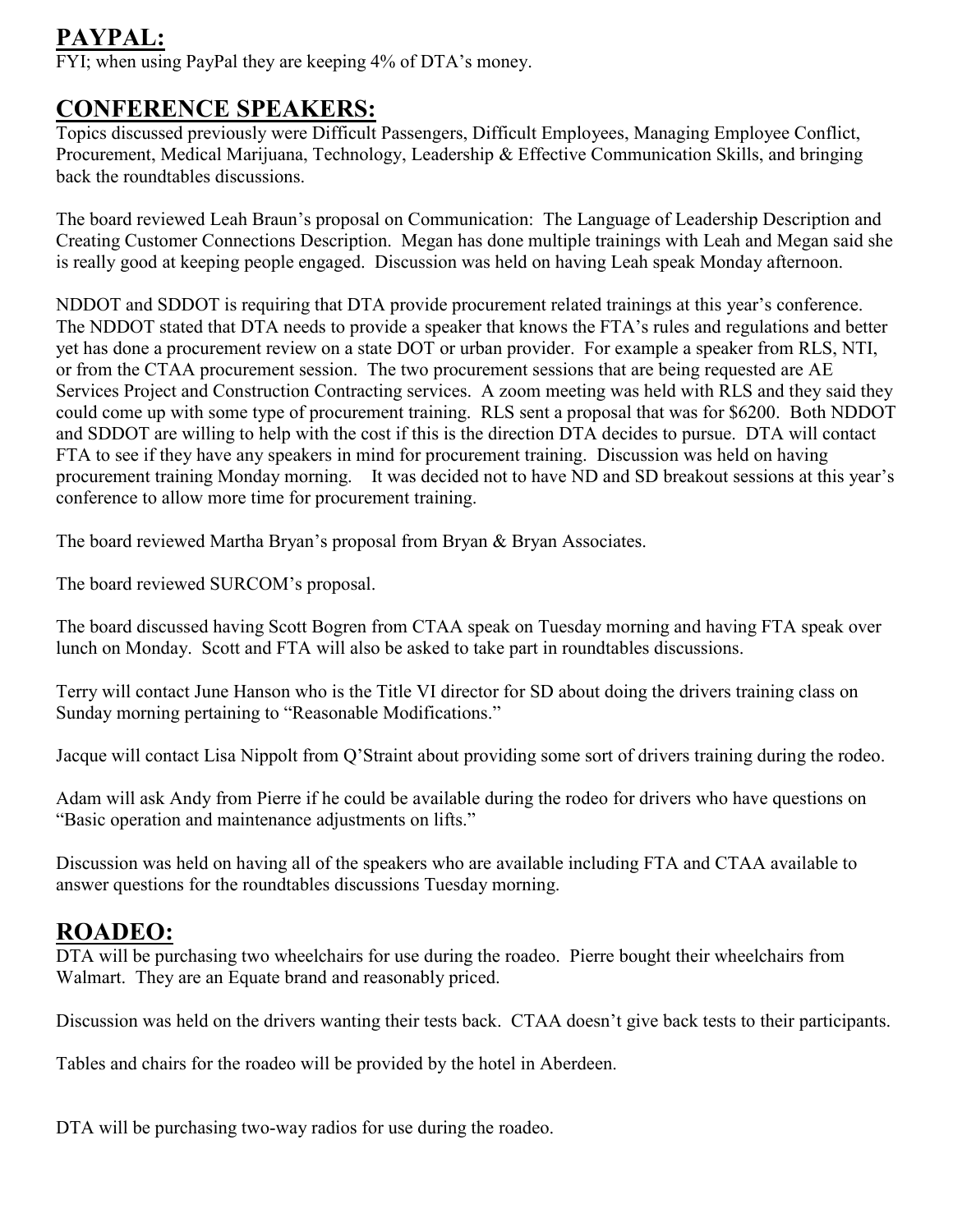## PAYPAL:

FYI; when using PayPal they are keeping 4% of DTA's money.

## CONFERENCE SPEAKERS:

Topics discussed previously were Difficult Passengers, Difficult Employees, Managing Employee Conflict, Procurement, Medical Marijuana, Technology, Leadership & Effective Communication Skills, and bringing back the roundtables discussions.

The board reviewed Leah Braun's proposal on Communication: The Language of Leadership Description and Creating Customer Connections Description. Megan has done multiple trainings with Leah and Megan said she is really good at keeping people engaged. Discussion was held on having Leah speak Monday afternoon.

NDDOT and SDDOT is requiring that DTA provide procurement related trainings at this year's conference. The NDDOT stated that DTA needs to provide a speaker that knows the FTA's rules and regulations and better yet has done a procurement review on a state DOT or urban provider. For example a speaker from RLS, NTI, or from the CTAA procurement session. The two procurement sessions that are being requested are AE Services Project and Construction Contracting services. A zoom meeting was held with RLS and they said they could come up with some type of procurement training. RLS sent a proposal that was for $6200. Both NDDOT and SDDOT are willing to help with the cost if this is the direction DTA decides to pursue. DTA will contact FTA to see if they have any speakers in mind for procurement training. Discussion was held on having procurement training Monday morning. It was decided not to have ND and SD breakout sessions at this year's conference to allow more time for procurement training.

The board reviewed Martha Bryan's proposal from Bryan & Bryan Associates.

The board reviewed SURCOM's proposal.

The board discussed having Scott Bogren from CTAA speak on Tuesday morning and having FTA speak over lunch on Monday. Scott and FTA will also be asked to take part in roundtables discussions.

Terry will contact June Hanson who is the Title VI director for SD about doing the drivers training class on Sunday morning pertaining to "Reasonable Modifications."

Jacque will contact Lisa Nippolt from Q'Straint about providing some sort of drivers training during the rodeo.

Adam will ask Andy from Pierre if he could be available during the rodeo for drivers who have questions on "Basic operation and maintenance adjustments on lifts."

Discussion was held on having all of the speakers who are available including FTA and CTAA available to answer questions for the roundtables discussions Tuesday morning.

## ROADEO:

DTA will be purchasing two wheelchairs for use during the roadeo. Pierre bought their wheelchairs from Walmart. They are an Equate brand and reasonably priced.

Discussion was held on the drivers wanting their tests back. CTAA doesn't give back tests to their participants.

Tables and chairs for the roadeo will be provided by the hotel in Aberdeen.

DTA will be purchasing two-way radios for use during the roadeo.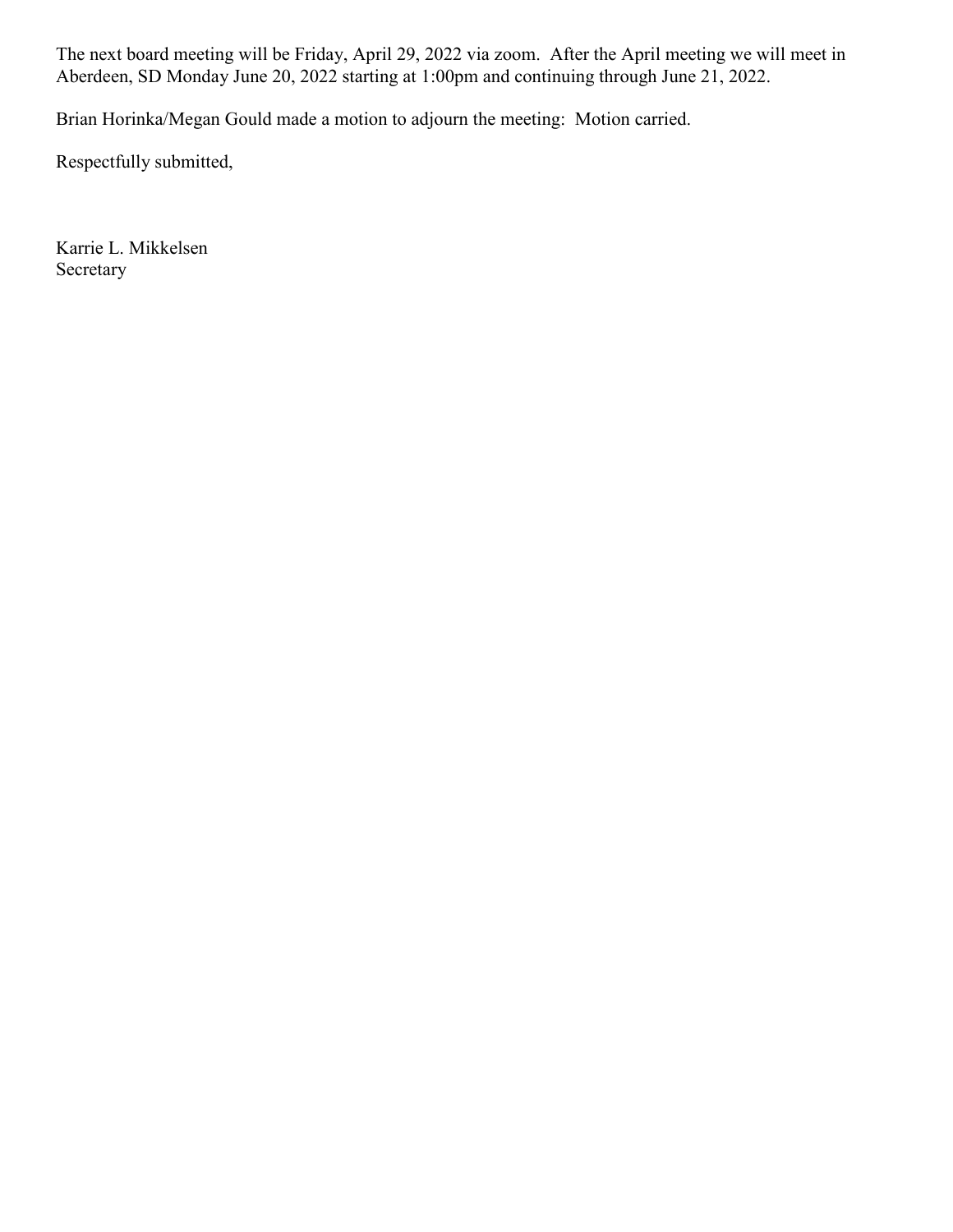The next board meeting will be Friday, April 29, 2022 via zoom. After the April meeting we will meet in Aberdeen, SD Monday June 20, 2022 starting at 1:00pm and continuing through June 21, 2022.

Brian Horinka/Megan Gould made a motion to adjourn the meeting: Motion carried.

Respectfully submitted,

Karrie L. Mikkelsen
Secretary